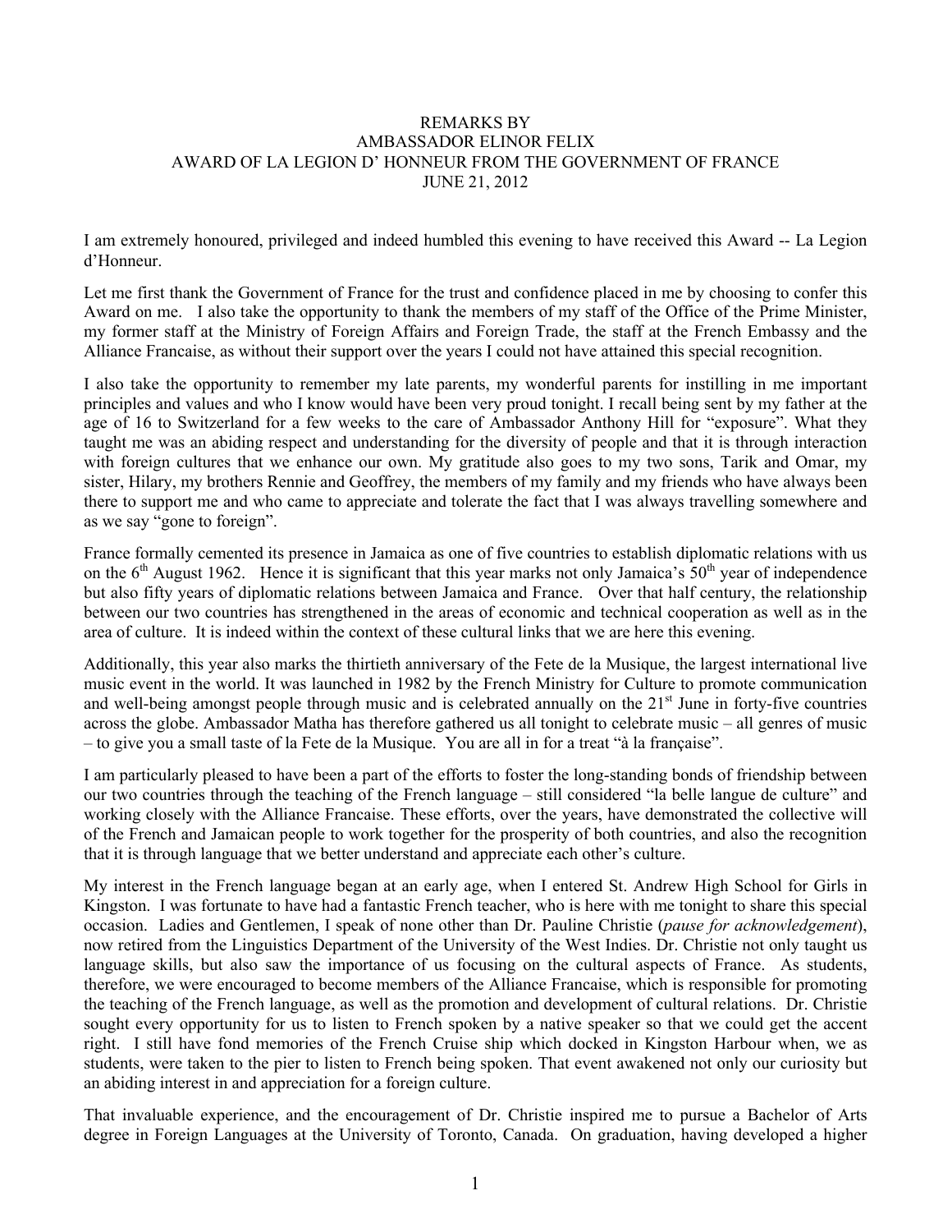# REMARKS BY
# AMBASSADOR ELINOR FELIX
# AWARD OF LA LEGION D' HONNEUR FROM THE GOVERNMENT OF FRANCE
# JUNE 21, 2012

I am extremely honoured, privileged and indeed humbled this evening to have received this Award -- La Legion d'Honneur.

Let me first thank the Government of France for the trust and confidence placed in me by choosing to confer this Award on me. I also take the opportunity to thank the members of my staff of the Office of the Prime Minister, my former staff at the Ministry of Foreign Affairs and Foreign Trade, the staff at the French Embassy and the Alliance Francaise, as without their support over the years I could not have attained this special recognition.

I also take the opportunity to remember my late parents, my wonderful parents for instilling in me important principles and values and who I know would have been very proud tonight. I recall being sent by my father at the age of 16 to Switzerland for a few weeks to the care of Ambassador Anthony Hill for "exposure". What they taught me was an abiding respect and understanding for the diversity of people and that it is through interaction with foreign cultures that we enhance our own. My gratitude also goes to my two sons, Tarik and Omar, my sister, Hilary, my brothers Rennie and Geoffrey, the members of my family and my friends who have always been there to support me and who came to appreciate and tolerate the fact that I was always travelling somewhere and as we say "gone to foreign".

France formally cemented its presence in Jamaica as one of five countries to establish diplomatic relations with us on the 6th August 1962. Hence it is significant that this year marks not only Jamaica's 50th year of independence but also fifty years of diplomatic relations between Jamaica and France. Over that half century, the relationship between our two countries has strengthened in the areas of economic and technical cooperation as well as in the area of culture. It is indeed within the context of these cultural links that we are here this evening.

Additionally, this year also marks the thirtieth anniversary of the Fete de la Musique, the largest international live music event in the world. It was launched in 1982 by the French Ministry for Culture to promote communication and well-being amongst people through music and is celebrated annually on the 21st June in forty-five countries across the globe. Ambassador Matha has therefore gathered us all tonight to celebrate music – all genres of music – to give you a small taste of la Fete de la Musique. You are all in for a treat "à la française".

I am particularly pleased to have been a part of the efforts to foster the long-standing bonds of friendship between our two countries through the teaching of the French language – still considered "la belle langue de culture" and working closely with the Alliance Francaise. These efforts, over the years, have demonstrated the collective will of the French and Jamaican people to work together for the prosperity of both countries, and also the recognition that it is through language that we better understand and appreciate each other's culture.

My interest in the French language began at an early age, when I entered St. Andrew High School for Girls in Kingston. I was fortunate to have had a fantastic French teacher, who is here with me tonight to share this special occasion. Ladies and Gentlemen, I speak of none other than Dr. Pauline Christie (*pause for acknowledgement*), now retired from the Linguistics Department of the University of the West Indies. Dr. Christie not only taught us language skills, but also saw the importance of us focusing on the cultural aspects of France. As students, therefore, we were encouraged to become members of the Alliance Francaise, which is responsible for promoting the teaching of the French language, as well as the promotion and development of cultural relations. Dr. Christie sought every opportunity for us to listen to French spoken by a native speaker so that we could get the accent right. I still have fond memories of the French Cruise ship which docked in Kingston Harbour when, we as students, were taken to the pier to listen to French being spoken. That event awakened not only our curiosity but an abiding interest in and appreciation for a foreign culture.

That invaluable experience, and the encouragement of Dr. Christie inspired me to pursue a Bachelor of Arts degree in Foreign Languages at the University of Toronto, Canada. On graduation, having developed a higher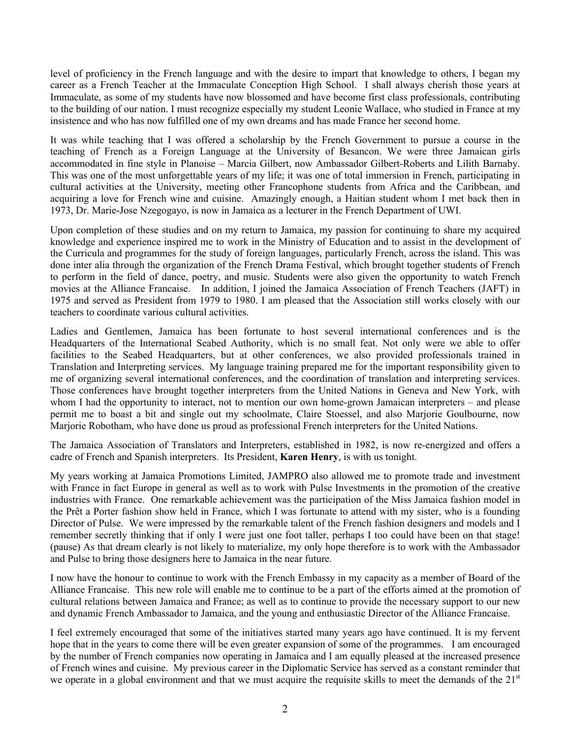level of proficiency in the French language and with the desire to impart that knowledge to others, I began my career as a French Teacher at the Immaculate Conception High School. I shall always cherish those years at Immaculate, as some of my students have now blossomed and have become first class professionals, contributing to the building of our nation. I must recognize especially my student Leonie Wallace, who studied in France at my insistence and who has now fulfilled one of my own dreams and has made France her second home.

It was while teaching that I was offered a scholarship by the French Government to pursue a course in the teaching of French as a Foreign Language at the University of Besancon. We were three Jamaican girls accommodated in fine style in Planoise – Marcia Gilbert, now Ambassador Gilbert-Roberts and Lilith Barnaby. This was one of the most unforgettable years of my life; it was one of total immersion in French, participating in cultural activities at the University, meeting other Francophone students from Africa and the Caribbean, and acquiring a love for French wine and cuisine. Amazingly enough, a Haitian student whom I met back then in 1973, Dr. Marie-Jose Nzegogayo, is now in Jamaica as a lecturer in the French Department of UWI.

Upon completion of these studies and on my return to Jamaica, my passion for continuing to share my acquired knowledge and experience inspired me to work in the Ministry of Education and to assist in the development of the Curricula and programmes for the study of foreign languages, particularly French, across the island. This was done inter alia through the organization of the French Drama Festival, which brought together students of French to perform in the field of dance, poetry, and music. Students were also given the opportunity to watch French movies at the Alliance Francaise. In addition, I joined the Jamaica Association of French Teachers (JAFT) in 1975 and served as President from 1979 to 1980. I am pleased that the Association still works closely with our teachers to coordinate various cultural activities.

Ladies and Gentlemen, Jamaica has been fortunate to host several international conferences and is the Headquarters of the International Seabed Authority, which is no small feat. Not only were we able to offer facilities to the Seabed Headquarters, but at other conferences, we also provided professionals trained in Translation and Interpreting services. My language training prepared me for the important responsibility given to me of organizing several international conferences, and the coordination of translation and interpreting services. Those conferences have brought together interpreters from the United Nations in Geneva and New York, with whom I had the opportunity to interact, not to mention our own home-grown Jamaican interpreters – and please permit me to boast a bit and single out my schoolmate, Claire Stoessel, and also Marjorie Goulbourne, now Marjorie Robotham, who have done us proud as professional French interpreters for the United Nations.

The Jamaica Association of Translators and Interpreters, established in 1982, is now re-energized and offers a cadre of French and Spanish interpreters. Its President, **Karen Henry**, is with us tonight.

My years working at Jamaica Promotions Limited, JAMPRO also allowed me to promote trade and investment with France in fact Europe in general as well as to work with Pulse Investments in the promotion of the creative industries with France. One remarkable achievement was the participation of the Miss Jamaica fashion model in the Prêt a Porter fashion show held in France, which I was fortunate to attend with my sister, who is a founding Director of Pulse. We were impressed by the remarkable talent of the French fashion designers and models and I remember secretly thinking that if only I were just one foot taller, perhaps I too could have been on that stage! (pause) As that dream clearly is not likely to materialize, my only hope therefore is to work with the Ambassador and Pulse to bring those designers here to Jamaica in the near future.

I now have the honour to continue to work with the French Embassy in my capacity as a member of Board of the Alliance Francaise. This new role will enable me to continue to be a part of the efforts aimed at the promotion of cultural relations between Jamaica and France; as well as to continue to provide the necessary support to our new and dynamic French Ambassador to Jamaica, and the young and enthusiastic Director of the Alliance Francaise.

I feel extremely encouraged that some of the initiatives started many years ago have continued. It is my fervent hope that in the years to come there will be even greater expansion of some of the programmes. I am encouraged by the number of French companies now operating in Jamaica and I am equally pleased at the increased presence of French wines and cuisine. My previous career in the Diplomatic Service has served as a constant reminder that we operate in a global environment and that we must acquire the requisite skills to meet the demands of the 21st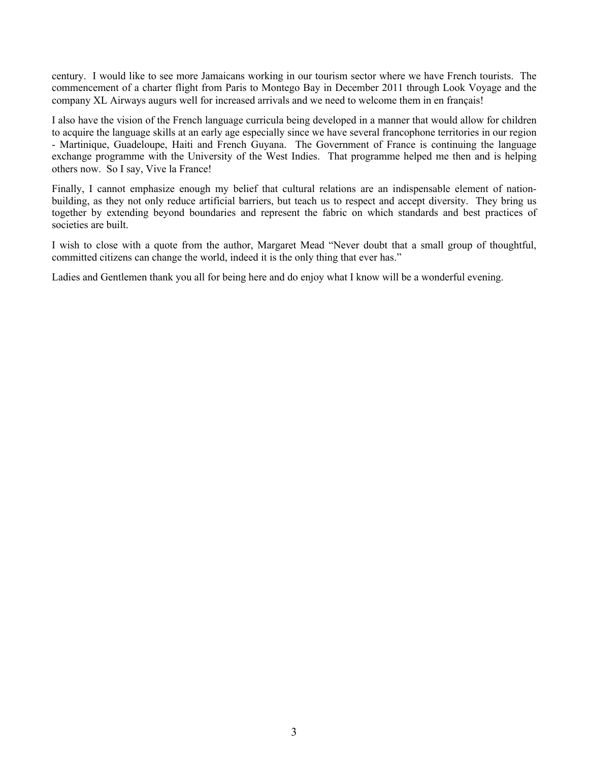century. I would like to see more Jamaicans working in our tourism sector where we have French tourists. The commencement of a charter flight from Paris to Montego Bay in December 2011 through Look Voyage and the company XL Airways augurs well for increased arrivals and we need to welcome them in en français!

I also have the vision of the French language curricula being developed in a manner that would allow for children to acquire the language skills at an early age especially since we have several francophone territories in our region - Martinique, Guadeloupe, Haiti and French Guyana. The Government of France is continuing the language exchange programme with the University of the West Indies. That programme helped me then and is helping others now. So I say, Vive la France!

Finally, I cannot emphasize enough my belief that cultural relations are an indispensable element of nation-building, as they not only reduce artificial barriers, but teach us to respect and accept diversity. They bring us together by extending beyond boundaries and represent the fabric on which standards and best practices of societies are built.

I wish to close with a quote from the author, Margaret Mead "Never doubt that a small group of thoughtful, committed citizens can change the world, indeed it is the only thing that ever has."

Ladies and Gentlemen thank you all for being here and do enjoy what I know will be a wonderful evening.